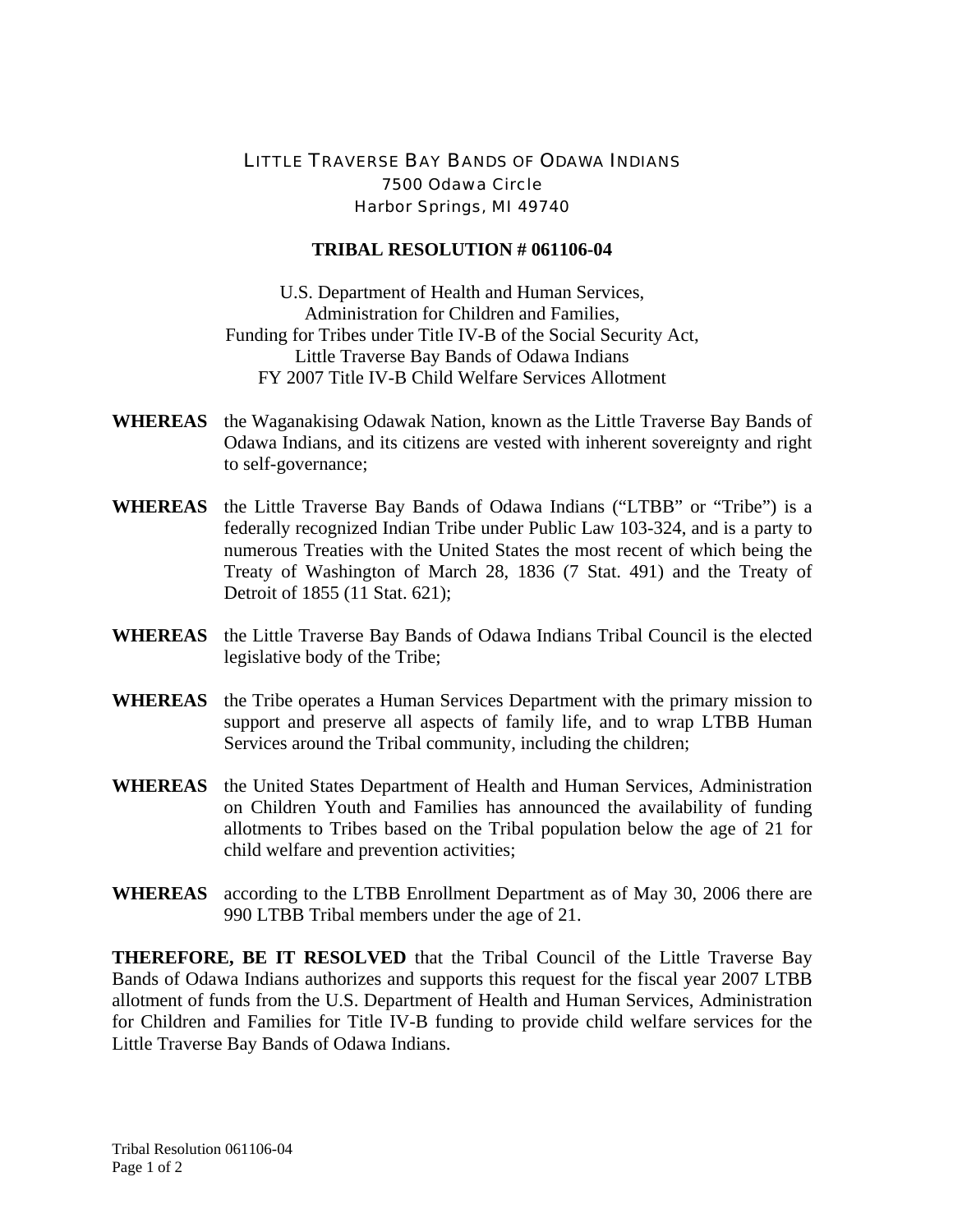# LITTLE TRAVERSE BAY BANDS OF ODAWA INDIANS

7500 Odawa Circle
Harbor Springs, MI 49740

## TRIBAL RESOLUTION # 061106-04

U.S. Department of Health and Human Services,
Administration for Children and Families,
Funding for Tribes under Title IV-B of the Social Security Act,
Little Traverse Bay Bands of Odawa Indians
FY 2007 Title IV-B Child Welfare Services Allotment

**WHEREAS** the Waganakising Odawak Nation, known as the Little Traverse Bay Bands of Odawa Indians, and its citizens are vested with inherent sovereignty and right to self-governance;

**WHEREAS** the Little Traverse Bay Bands of Odawa Indians ("LTBB" or "Tribe") is a federally recognized Indian Tribe under Public Law 103-324, and is a party to numerous Treaties with the United States the most recent of which being the Treaty of Washington of March 28, 1836 (7 Stat. 491) and the Treaty of Detroit of 1855 (11 Stat. 621);

**WHEREAS** the Little Traverse Bay Bands of Odawa Indians Tribal Council is the elected legislative body of the Tribe;

**WHEREAS** the Tribe operates a Human Services Department with the primary mission to support and preserve all aspects of family life, and to wrap LTBB Human Services around the Tribal community, including the children;

**WHEREAS** the United States Department of Health and Human Services, Administration on Children Youth and Families has announced the availability of funding allotments to Tribes based on the Tribal population below the age of 21 for child welfare and prevention activities;

**WHEREAS** according to the LTBB Enrollment Department as of May 30, 2006 there are 990 LTBB Tribal members under the age of 21.

**THEREFORE, BE IT RESOLVED** that the Tribal Council of the Little Traverse Bay Bands of Odawa Indians authorizes and supports this request for the fiscal year 2007 LTBB allotment of funds from the U.S. Department of Health and Human Services, Administration for Children and Families for Title IV-B funding to provide child welfare services for the Little Traverse Bay Bands of Odawa Indians.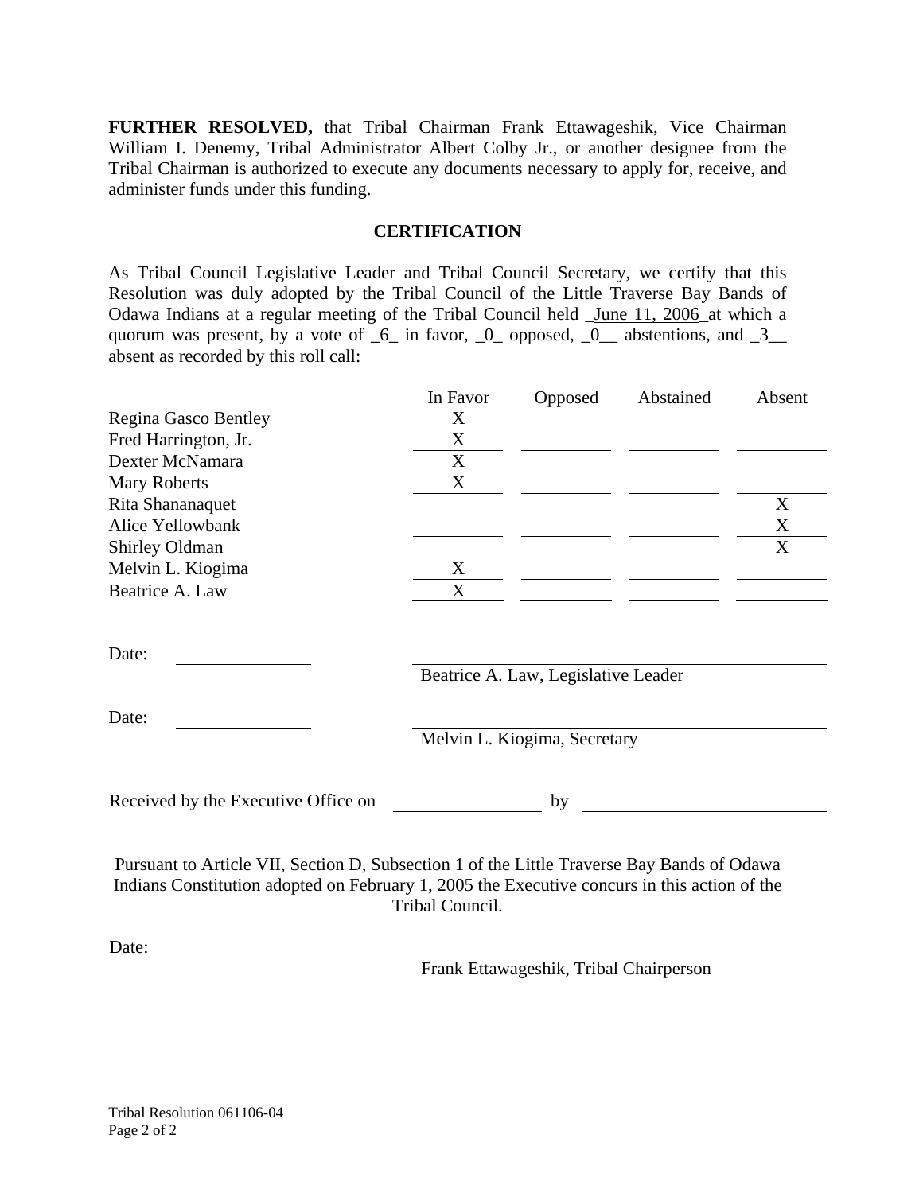**FURTHER RESOLVED,** that Tribal Chairman Frank Ettawageshik, Vice Chairman William I. Denemy, Tribal Administrator Albert Colby Jr., or another designee from the Tribal Chairman is authorized to execute any documents necessary to apply for, receive, and administer funds under this funding.

## CERTIFICATION

As Tribal Council Legislative Leader and Tribal Council Secretary, we certify that this Resolution was duly adopted by the Tribal Council of the Little Traverse Bay Bands of Odawa Indians at a regular meeting of the Tribal Council held _June 11, 2006_ at which a quorum was present, by a vote of _6_ in favor, _0_ opposed, _0__ abstentions, and _3__ absent as recorded by this roll call:

| | In Favor | Opposed | Abstained | Absent |
|---|---|---|---|---|
| Regina Gasco Bentley | X | | | |
| Fred Harrington, Jr. | X | | | |
| Dexter McNamara | X | | | |
| Mary Roberts | X | | | |
| Rita Shananaquet | | | | X |
| Alice Yellowbank | | | | X |
| Shirley Oldman | | | | X |
| Melvin L. Kiogima | X | | | |
| Beatrice A. Law | X | | | |

Date: ______________ ______________________________
Beatrice A. Law, Legislative Leader

Date: ______________ ______________________________
Melvin L. Kiogima, Secretary

Received by the Executive Office on ______________ by ______________________

Pursuant to Article VII, Section D, Subsection 1 of the Little Traverse Bay Bands of Odawa Indians Constitution adopted on February 1, 2005 the Executive concurs in this action of the Tribal Council.

Date: ______________ ______________________________
Frank Ettawageshik, Tribal Chairperson

Tribal Resolution 061106-04